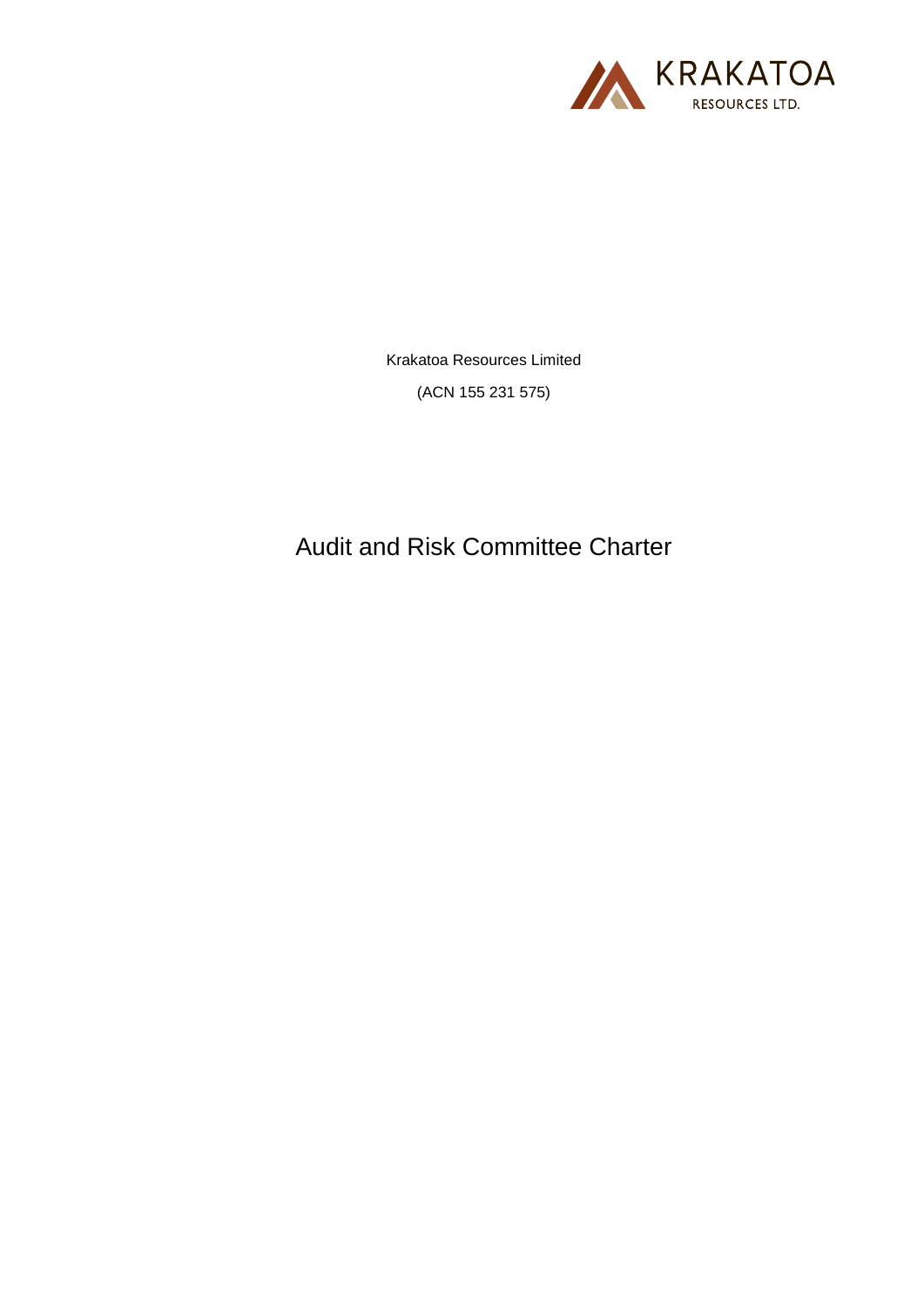KRAKATOA RESOURCES LTD.

Krakatoa Resources Limited

(ACN 155 231 575)

# Audit and Risk Committee Charter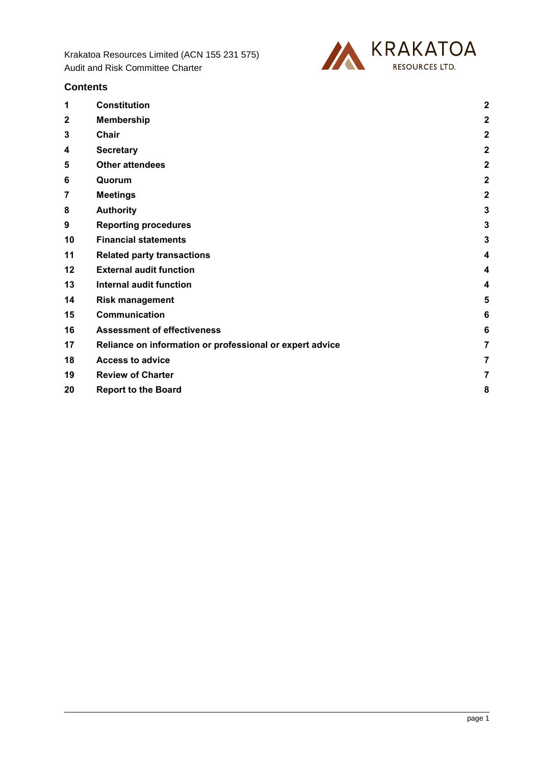Krakatoa Resources Limited (ACN 155 231 575)
Audit and Risk Committee Charter

## Contents

| | | |
|---|---|---|
| 1 | Constitution | 2 |
| 2 | Membership | 2 |
| 3 | Chair | 2 |
| 4 | Secretary | 2 |
| 5 | Other attendees | 2 |
| 6 | Quorum | 2 |
| 7 | Meetings | 2 |
| 8 | Authority | 3 |
| 9 | Reporting procedures | 3 |
| 10 | Financial statements | 3 |
| 11 | Related party transactions | 4 |
| 12 | External audit function | 4 |
| 13 | Internal audit function | 4 |
| 14 | Risk management | 5 |
| 15 | Communication | 6 |
| 16 | Assessment of effectiveness | 6 |
| 17 | Reliance on information or professional or expert advice | 7 |
| 18 | Access to advice | 7 |
| 19 | Review of Charter | 7 |
| 20 | Report to the Board | 8 |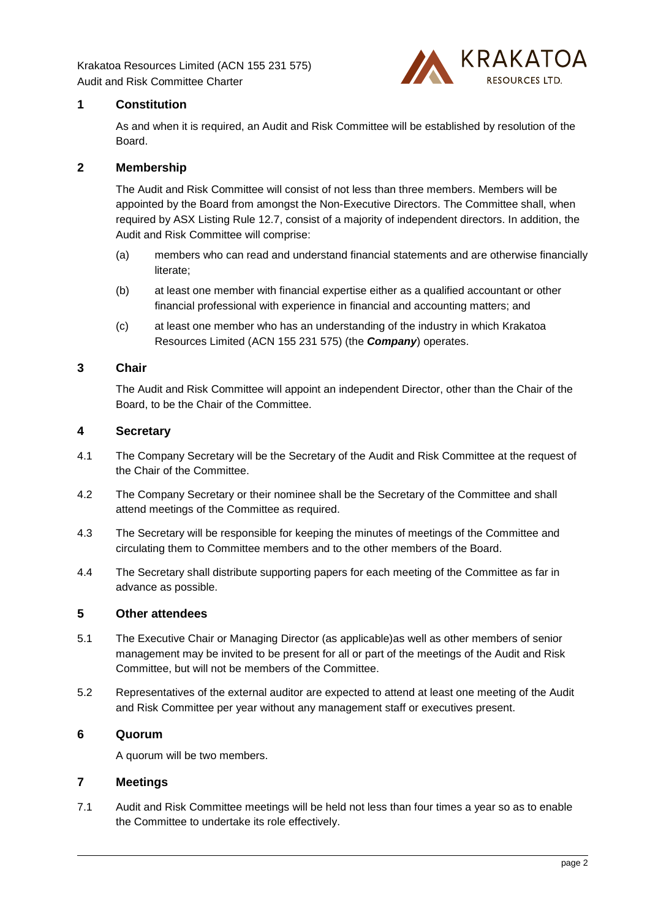## 1 Constitution

As and when it is required, an Audit and Risk Committee will be established by resolution of the Board.

## 2 Membership

The Audit and Risk Committee will consist of not less than three members. Members will be appointed by the Board from amongst the Non-Executive Directors. The Committee shall, when required by ASX Listing Rule 12.7, consist of a majority of independent directors. In addition, the Audit and Risk Committee will comprise:

(a) members who can read and understand financial statements and are otherwise financially literate;

(b) at least one member with financial expertise either as a qualified accountant or other financial professional with experience in financial and accounting matters; and

(c) at least one member who has an understanding of the industry in which Krakatoa Resources Limited (ACN 155 231 575) (the ***Company***) operates.

## 3 Chair

The Audit and Risk Committee will appoint an independent Director, other than the Chair of the Board, to be the Chair of the Committee.

## 4 Secretary

4.1 The Company Secretary will be the Secretary of the Audit and Risk Committee at the request of the Chair of the Committee.

4.2 The Company Secretary or their nominee shall be the Secretary of the Committee and shall attend meetings of the Committee as required.

4.3 The Secretary will be responsible for keeping the minutes of meetings of the Committee and circulating them to Committee members and to the other members of the Board.

4.4 The Secretary shall distribute supporting papers for each meeting of the Committee as far in advance as possible.

## 5 Other attendees

5.1 The Executive Chair or Managing Director (as applicable)as well as other members of senior management may be invited to be present for all or part of the meetings of the Audit and Risk Committee, but will not be members of the Committee.

5.2 Representatives of the external auditor are expected to attend at least one meeting of the Audit and Risk Committee per year without any management staff or executives present.

## 6 Quorum

A quorum will be two members.

## 7 Meetings

7.1 Audit and Risk Committee meetings will be held not less than four times a year so as to enable the Committee to undertake its role effectively.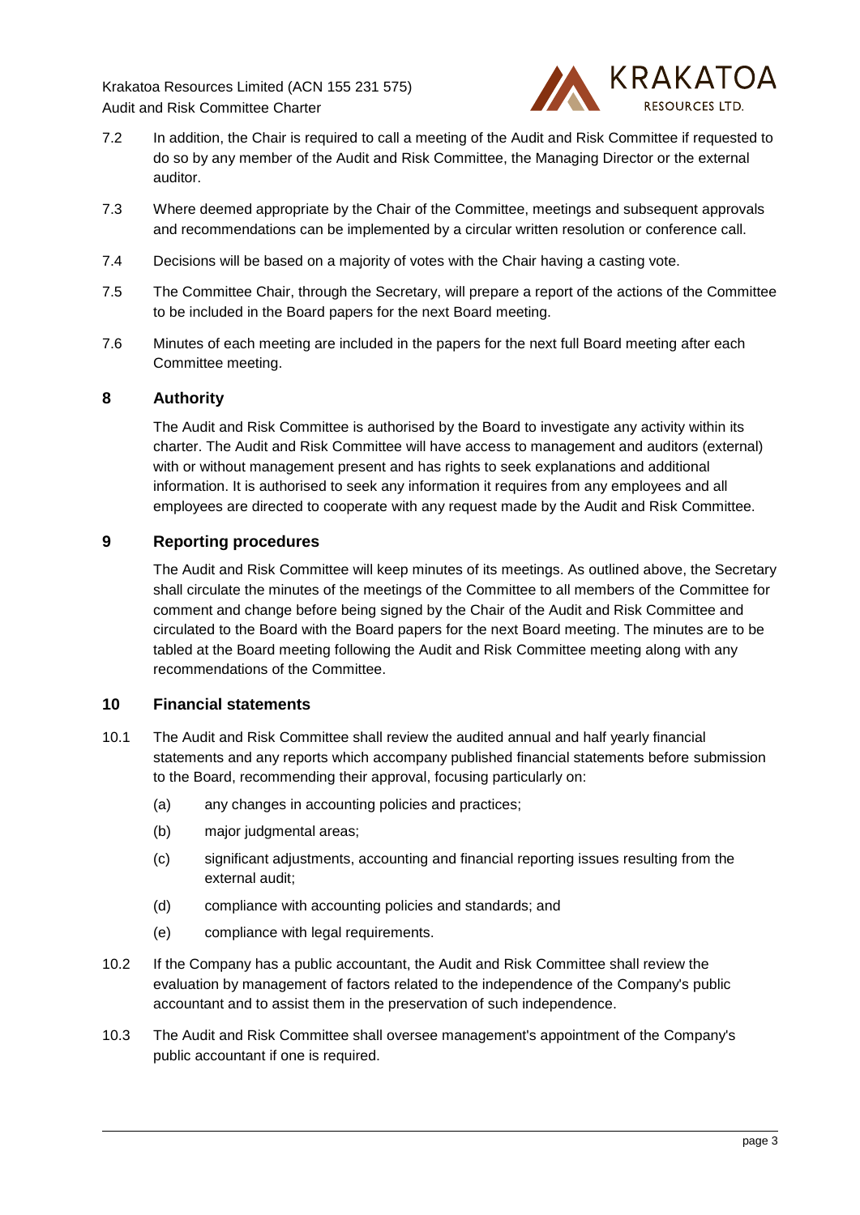7.2 In addition, the Chair is required to call a meeting of the Audit and Risk Committee if requested to do so by any member of the Audit and Risk Committee, the Managing Director or the external auditor.

7.3 Where deemed appropriate by the Chair of the Committee, meetings and subsequent approvals and recommendations can be implemented by a circular written resolution or conference call.

7.4 Decisions will be based on a majority of votes with the Chair having a casting vote.

7.5 The Committee Chair, through the Secretary, will prepare a report of the actions of the Committee to be included in the Board papers for the next Board meeting.

7.6 Minutes of each meeting are included in the papers for the next full Board meeting after each Committee meeting.

## 8 Authority

The Audit and Risk Committee is authorised by the Board to investigate any activity within its charter. The Audit and Risk Committee will have access to management and auditors (external) with or without management present and has rights to seek explanations and additional information. It is authorised to seek any information it requires from any employees and all employees are directed to cooperate with any request made by the Audit and Risk Committee.

## 9 Reporting procedures

The Audit and Risk Committee will keep minutes of its meetings. As outlined above, the Secretary shall circulate the minutes of the meetings of the Committee to all members of the Committee for comment and change before being signed by the Chair of the Audit and Risk Committee and circulated to the Board with the Board papers for the next Board meeting. The minutes are to be tabled at the Board meeting following the Audit and Risk Committee meeting along with any recommendations of the Committee.

## 10 Financial statements

10.1 The Audit and Risk Committee shall review the audited annual and half yearly financial statements and any reports which accompany published financial statements before submission to the Board, recommending their approval, focusing particularly on:

(a) any changes in accounting policies and practices;

(b) major judgmental areas;

(c) significant adjustments, accounting and financial reporting issues resulting from the external audit;

(d) compliance with accounting policies and standards; and

(e) compliance with legal requirements.

10.2 If the Company has a public accountant, the Audit and Risk Committee shall review the evaluation by management of factors related to the independence of the Company's public accountant and to assist them in the preservation of such independence.

10.3 The Audit and Risk Committee shall oversee management's appointment of the Company's public accountant if one is required.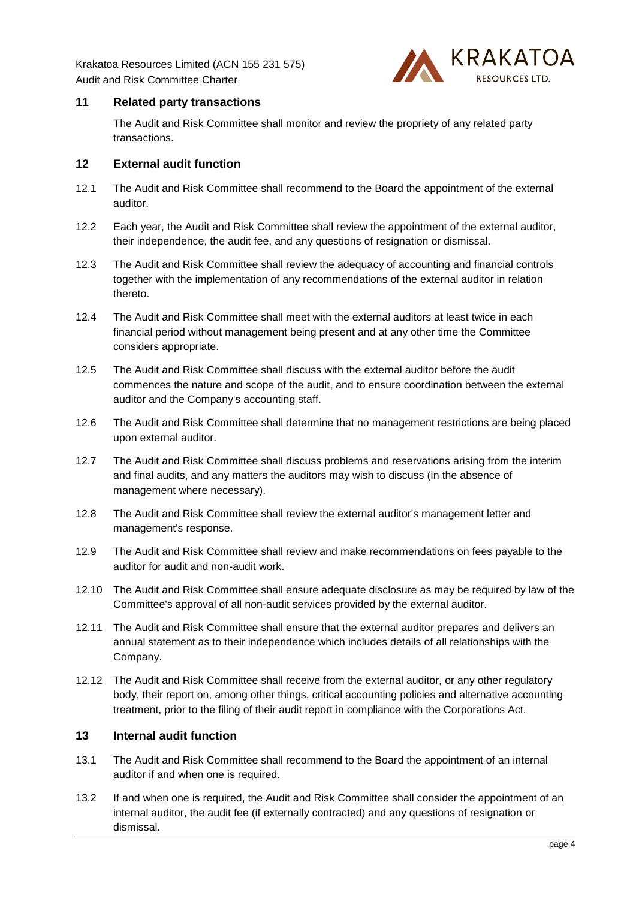## 11 Related party transactions

The Audit and Risk Committee shall monitor and review the propriety of any related party transactions.

## 12 External audit function

12.1 The Audit and Risk Committee shall recommend to the Board the appointment of the external auditor.

12.2 Each year, the Audit and Risk Committee shall review the appointment of the external auditor, their independence, the audit fee, and any questions of resignation or dismissal.

12.3 The Audit and Risk Committee shall review the adequacy of accounting and financial controls together with the implementation of any recommendations of the external auditor in relation thereto.

12.4 The Audit and Risk Committee shall meet with the external auditors at least twice in each financial period without management being present and at any other time the Committee considers appropriate.

12.5 The Audit and Risk Committee shall discuss with the external auditor before the audit commences the nature and scope of the audit, and to ensure coordination between the external auditor and the Company's accounting staff.

12.6 The Audit and Risk Committee shall determine that no management restrictions are being placed upon external auditor.

12.7 The Audit and Risk Committee shall discuss problems and reservations arising from the interim and final audits, and any matters the auditors may wish to discuss (in the absence of management where necessary).

12.8 The Audit and Risk Committee shall review the external auditor's management letter and management's response.

12.9 The Audit and Risk Committee shall review and make recommendations on fees payable to the auditor for audit and non-audit work.

12.10 The Audit and Risk Committee shall ensure adequate disclosure as may be required by law of the Committee's approval of all non-audit services provided by the external auditor.

12.11 The Audit and Risk Committee shall ensure that the external auditor prepares and delivers an annual statement as to their independence which includes details of all relationships with the Company.

12.12 The Audit and Risk Committee shall receive from the external auditor, or any other regulatory body, their report on, among other things, critical accounting policies and alternative accounting treatment, prior to the filing of their audit report in compliance with the Corporations Act.

## 13 Internal audit function

13.1 The Audit and Risk Committee shall recommend to the Board the appointment of an internal auditor if and when one is required.

13.2 If and when one is required, the Audit and Risk Committee shall consider the appointment of an internal auditor, the audit fee (if externally contracted) and any questions of resignation or dismissal.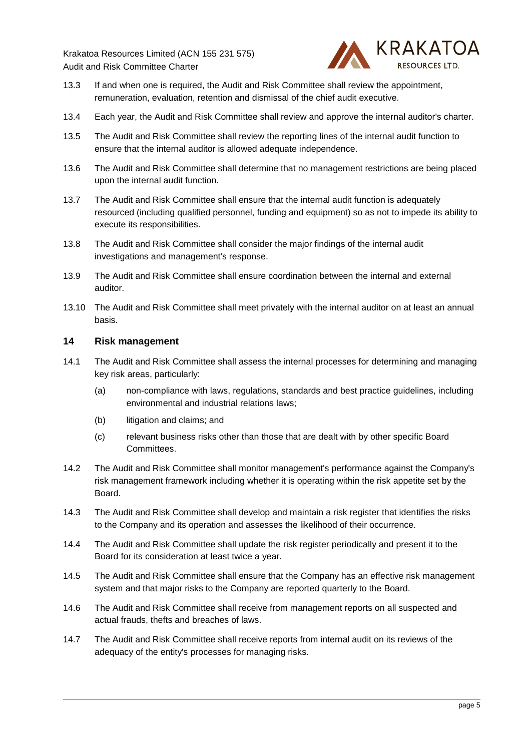13.3 If and when one is required, the Audit and Risk Committee shall review the appointment, remuneration, evaluation, retention and dismissal of the chief audit executive.

13.4 Each year, the Audit and Risk Committee shall review and approve the internal auditor's charter.

13.5 The Audit and Risk Committee shall review the reporting lines of the internal audit function to ensure that the internal auditor is allowed adequate independence.

13.6 The Audit and Risk Committee shall determine that no management restrictions are being placed upon the internal audit function.

13.7 The Audit and Risk Committee shall ensure that the internal audit function is adequately resourced (including qualified personnel, funding and equipment) so as not to impede its ability to execute its responsibilities.

13.8 The Audit and Risk Committee shall consider the major findings of the internal audit investigations and management's response.

13.9 The Audit and Risk Committee shall ensure coordination between the internal and external auditor.

13.10 The Audit and Risk Committee shall meet privately with the internal auditor on at least an annual basis.

## 14 Risk management

14.1 The Audit and Risk Committee shall assess the internal processes for determining and managing key risk areas, particularly:

(a) non-compliance with laws, regulations, standards and best practice guidelines, including environmental and industrial relations laws;

(b) litigation and claims; and

(c) relevant business risks other than those that are dealt with by other specific Board Committees.

14.2 The Audit and Risk Committee shall monitor management's performance against the Company's risk management framework including whether it is operating within the risk appetite set by the Board.

14.3 The Audit and Risk Committee shall develop and maintain a risk register that identifies the risks to the Company and its operation and assesses the likelihood of their occurrence.

14.4 The Audit and Risk Committee shall update the risk register periodically and present it to the Board for its consideration at least twice a year.

14.5 The Audit and Risk Committee shall ensure that the Company has an effective risk management system and that major risks to the Company are reported quarterly to the Board.

14.6 The Audit and Risk Committee shall receive from management reports on all suspected and actual frauds, thefts and breaches of laws.

14.7 The Audit and Risk Committee shall receive reports from internal audit on its reviews of the adequacy of the entity's processes for managing risks.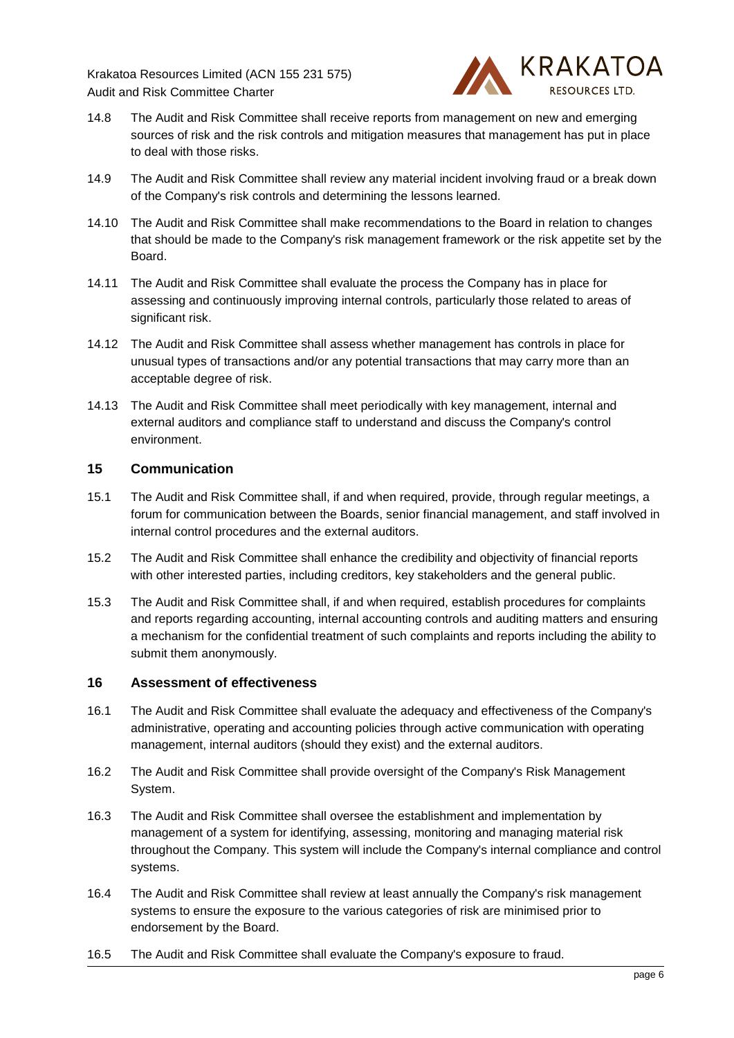14.8 The Audit and Risk Committee shall receive reports from management on new and emerging sources of risk and the risk controls and mitigation measures that management has put in place to deal with those risks.

14.9 The Audit and Risk Committee shall review any material incident involving fraud or a break down of the Company's risk controls and determining the lessons learned.

14.10 The Audit and Risk Committee shall make recommendations to the Board in relation to changes that should be made to the Company's risk management framework or the risk appetite set by the Board.

14.11 The Audit and Risk Committee shall evaluate the process the Company has in place for assessing and continuously improving internal controls, particularly those related to areas of significant risk.

14.12 The Audit and Risk Committee shall assess whether management has controls in place for unusual types of transactions and/or any potential transactions that may carry more than an acceptable degree of risk.

14.13 The Audit and Risk Committee shall meet periodically with key management, internal and external auditors and compliance staff to understand and discuss the Company's control environment.

## 15 Communication

15.1 The Audit and Risk Committee shall, if and when required, provide, through regular meetings, a forum for communication between the Boards, senior financial management, and staff involved in internal control procedures and the external auditors.

15.2 The Audit and Risk Committee shall enhance the credibility and objectivity of financial reports with other interested parties, including creditors, key stakeholders and the general public.

15.3 The Audit and Risk Committee shall, if and when required, establish procedures for complaints and reports regarding accounting, internal accounting controls and auditing matters and ensuring a mechanism for the confidential treatment of such complaints and reports including the ability to submit them anonymously.

## 16 Assessment of effectiveness

16.1 The Audit and Risk Committee shall evaluate the adequacy and effectiveness of the Company's administrative, operating and accounting policies through active communication with operating management, internal auditors (should they exist) and the external auditors.

16.2 The Audit and Risk Committee shall provide oversight of the Company's Risk Management System.

16.3 The Audit and Risk Committee shall oversee the establishment and implementation by management of a system for identifying, assessing, monitoring and managing material risk throughout the Company. This system will include the Company's internal compliance and control systems.

16.4 The Audit and Risk Committee shall review at least annually the Company's risk management systems to ensure the exposure to the various categories of risk are minimised prior to endorsement by the Board.

16.5 The Audit and Risk Committee shall evaluate the Company's exposure to fraud.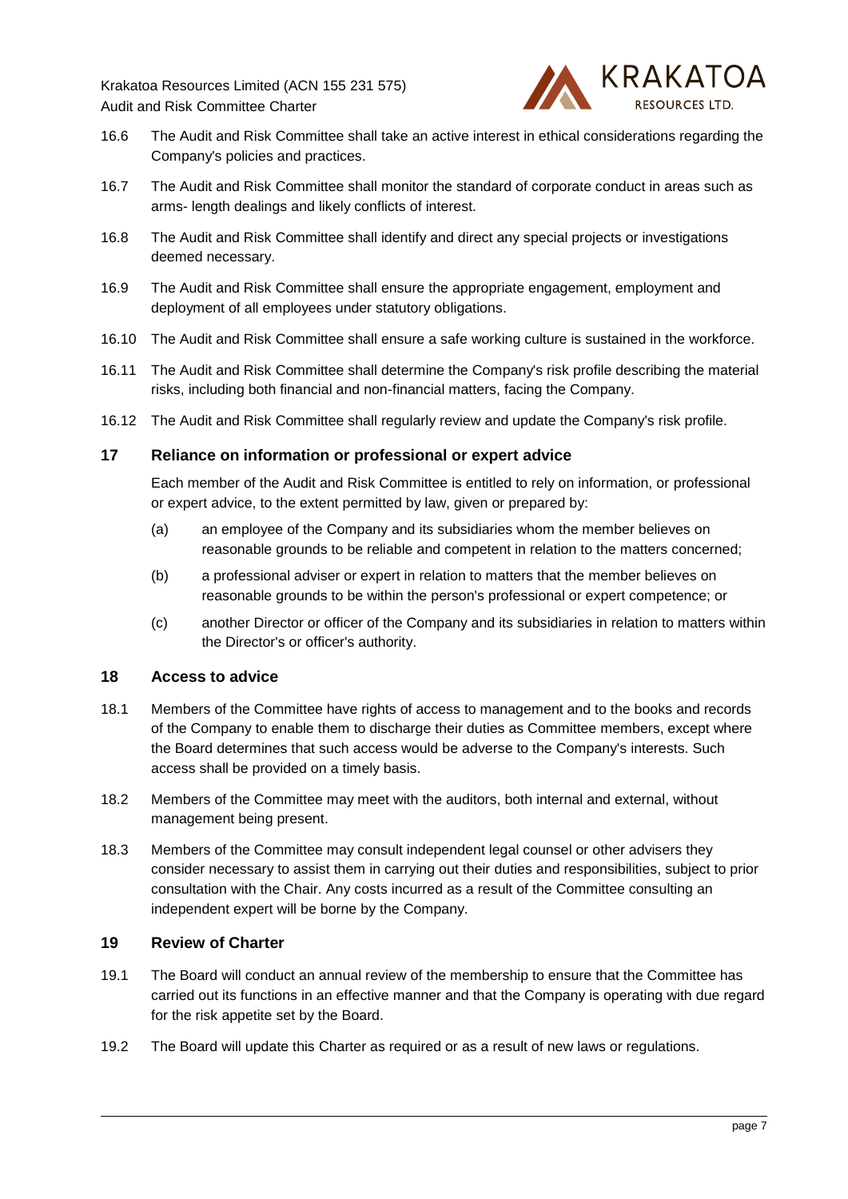16.6 The Audit and Risk Committee shall take an active interest in ethical considerations regarding the Company's policies and practices.

16.7 The Audit and Risk Committee shall monitor the standard of corporate conduct in areas such as arms- length dealings and likely conflicts of interest.

16.8 The Audit and Risk Committee shall identify and direct any special projects or investigations deemed necessary.

16.9 The Audit and Risk Committee shall ensure the appropriate engagement, employment and deployment of all employees under statutory obligations.

16.10 The Audit and Risk Committee shall ensure a safe working culture is sustained in the workforce.

16.11 The Audit and Risk Committee shall determine the Company's risk profile describing the material risks, including both financial and non-financial matters, facing the Company.

16.12 The Audit and Risk Committee shall regularly review and update the Company's risk profile.

## 17 Reliance on information or professional or expert advice

Each member of the Audit and Risk Committee is entitled to rely on information, or professional or expert advice, to the extent permitted by law, given or prepared by:

(a) an employee of the Company and its subsidiaries whom the member believes on reasonable grounds to be reliable and competent in relation to the matters concerned;

(b) a professional adviser or expert in relation to matters that the member believes on reasonable grounds to be within the person's professional or expert competence; or

(c) another Director or officer of the Company and its subsidiaries in relation to matters within the Director's or officer's authority.

## 18 Access to advice

18.1 Members of the Committee have rights of access to management and to the books and records of the Company to enable them to discharge their duties as Committee members, except where the Board determines that such access would be adverse to the Company's interests. Such access shall be provided on a timely basis.

18.2 Members of the Committee may meet with the auditors, both internal and external, without management being present.

18.3 Members of the Committee may consult independent legal counsel or other advisers they consider necessary to assist them in carrying out their duties and responsibilities, subject to prior consultation with the Chair. Any costs incurred as a result of the Committee consulting an independent expert will be borne by the Company.

## 19 Review of Charter

19.1 The Board will conduct an annual review of the membership to ensure that the Committee has carried out its functions in an effective manner and that the Company is operating with due regard for the risk appetite set by the Board.

19.2 The Board will update this Charter as required or as a result of new laws or regulations.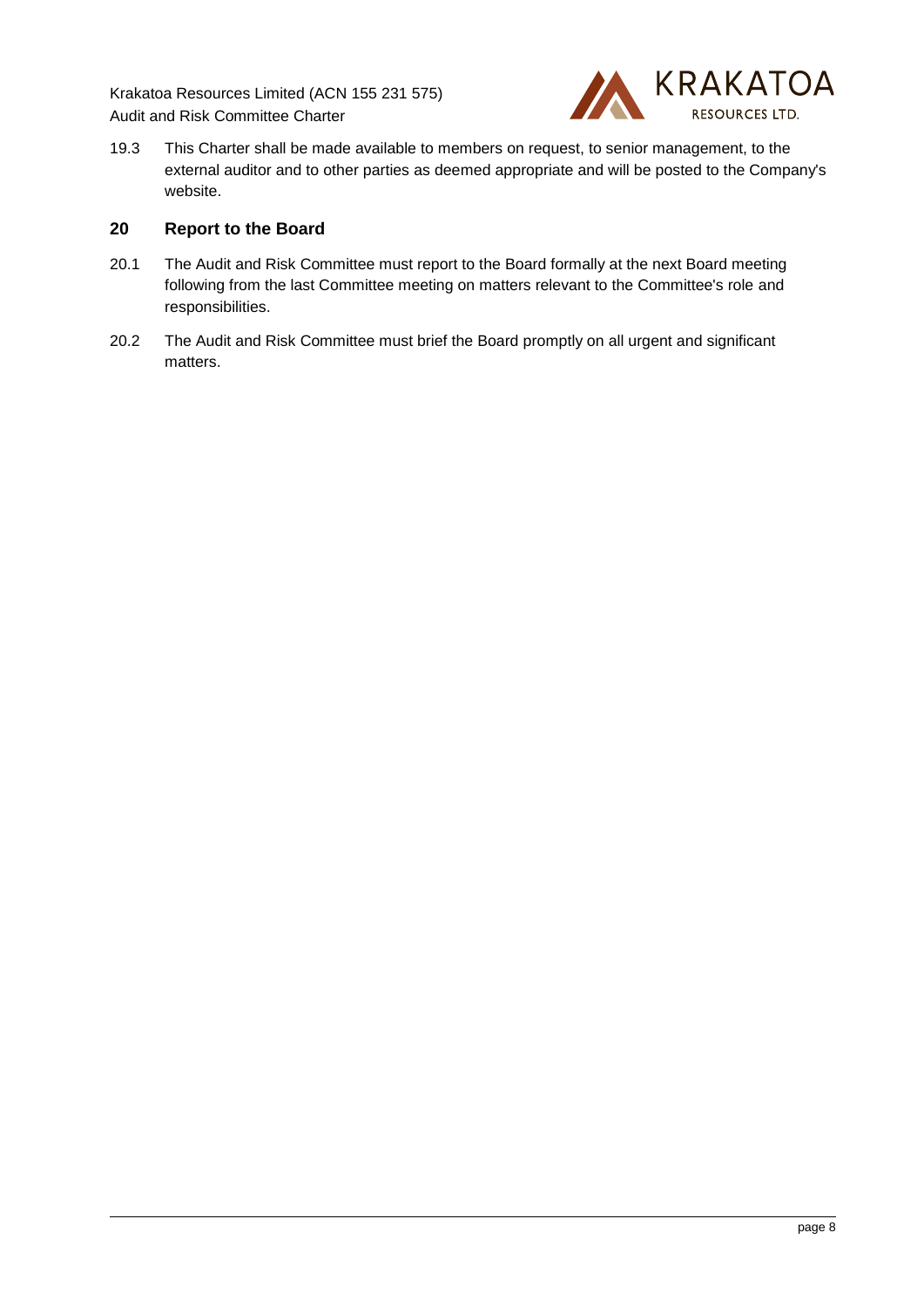19.3 This Charter shall be made available to members on request, to senior management, to the external auditor and to other parties as deemed appropriate and will be posted to the Company's website.

## 20 Report to the Board

20.1 The Audit and Risk Committee must report to the Board formally at the next Board meeting following from the last Committee meeting on matters relevant to the Committee's role and responsibilities.

20.2 The Audit and Risk Committee must brief the Board promptly on all urgent and significant matters.